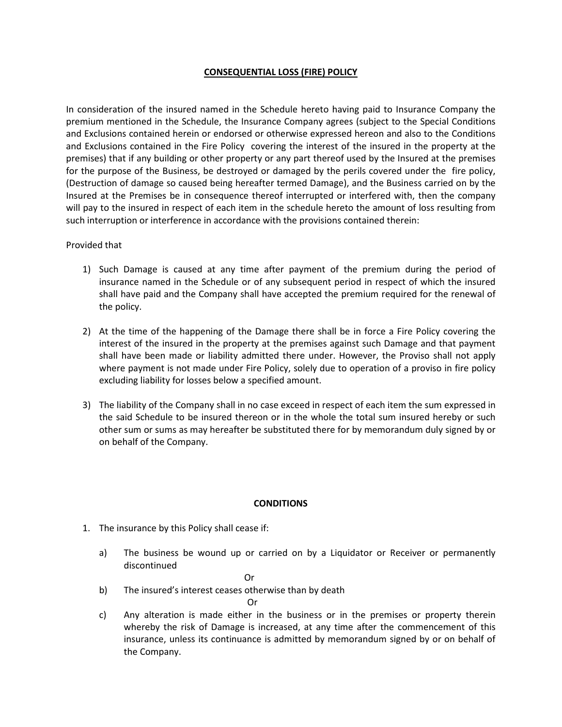# CONSEQUENTIAL LOSS (FIRE) POLICY

In consideration of the insured named in the Schedule hereto having paid to Insurance Company the premium mentioned in the Schedule, the Insurance Company agrees (subject to the Special Conditions and Exclusions contained herein or endorsed or otherwise expressed hereon and also to the Conditions and Exclusions contained in the Fire Policy covering the interest of the insured in the property at the premises) that if any building or other property or any part thereof used by the Insured at the premises for the purpose of the Business, be destroyed or damaged by the perils covered under the fire policy, (Destruction of damage so caused being hereafter termed Damage), and the Business carried on by the Insured at the Premises be in consequence thereof interrupted or interfered with, then the company will pay to the insured in respect of each item in the schedule hereto the amount of loss resulting from such interruption or interference in accordance with the provisions contained therein:

Provided that

1) Such Damage is caused at any time after payment of the premium during the period of insurance named in the Schedule or of any subsequent period in respect of which the insured shall have paid and the Company shall have accepted the premium required for the renewal of the policy.

2) At the time of the happening of the Damage there shall be in force a Fire Policy covering the interest of the insured in the property at the premises against such Damage and that payment shall have been made or liability admitted there under. However, the Proviso shall not apply where payment is not made under Fire Policy, solely due to operation of a proviso in fire policy excluding liability for losses below a specified amount.

3) The liability of the Company shall in no case exceed in respect of each item the sum expressed in the said Schedule to be insured thereon or in the whole the total sum insured hereby or such other sum or sums as may hereafter be substituted there for by memorandum duly signed by or on behalf of the Company.

## CONDITIONS

1. The insurance by this Policy shall cease if:

   a) The business be wound up or carried on by a Liquidator or Receiver or permanently discontinued

      Or

   b) The insured's interest ceases otherwise than by death

      Or

   c) Any alteration is made either in the business or in the premises or property therein whereby the risk of Damage is increased, at any time after the commencement of this insurance, unless its continuance is admitted by memorandum signed by or on behalf of the Company.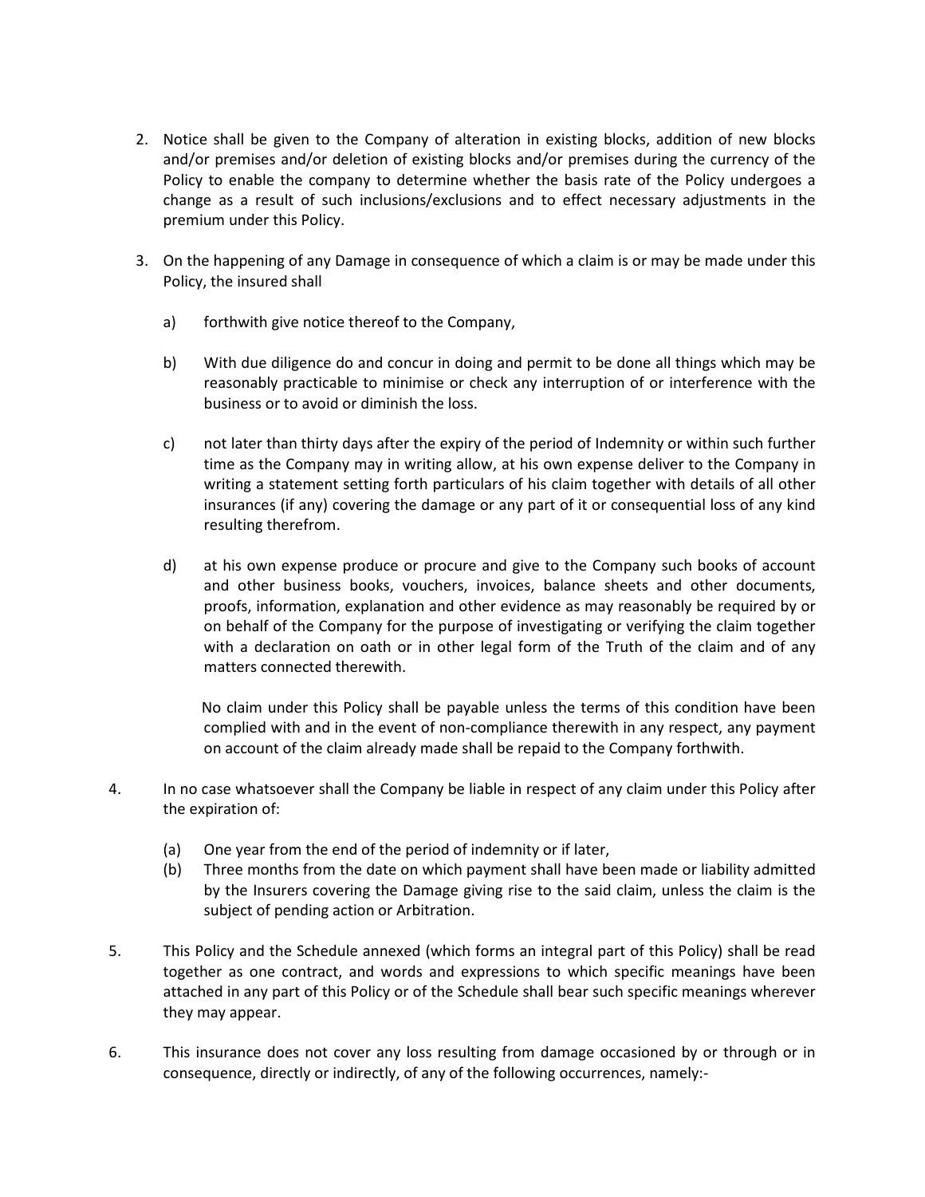2. Notice shall be given to the Company of alteration in existing blocks, addition of new blocks and/or premises and/or deletion of existing blocks and/or premises during the currency of the Policy to enable the company to determine whether the basis rate of the Policy undergoes a change as a result of such inclusions/exclusions and to effect necessary adjustments in the premium under this Policy.

3. On the happening of any Damage in consequence of which a claim is or may be made under this Policy, the insured shall

   a) forthwith give notice thereof to the Company,

   b) With due diligence do and concur in doing and permit to be done all things which may be reasonably practicable to minimise or check any interruption of or interference with the business or to avoid or diminish the loss.

   c) not later than thirty days after the expiry of the period of Indemnity or within such further time as the Company may in writing allow, at his own expense deliver to the Company in writing a statement setting forth particulars of his claim together with details of all other insurances (if any) covering the damage or any part of it or consequential loss of any kind resulting therefrom.

   d) at his own expense produce or procure and give to the Company such books of account and other business books, vouchers, invoices, balance sheets and other documents, proofs, information, explanation and other evidence as may reasonably be required by or on behalf of the Company for the purpose of investigating or verifying the claim together with a declaration on oath or in other legal form of the Truth of the claim and of any matters connected therewith.

   No claim under this Policy shall be payable unless the terms of this condition have been complied with and in the event of non-compliance therewith in any respect, any payment on account of the claim already made shall be repaid to the Company forthwith.

4. In no case whatsoever shall the Company be liable in respect of any claim under this Policy after the expiration of:

   (a) One year from the end of the period of indemnity or if later,
   (b) Three months from the date on which payment shall have been made or liability admitted by the Insurers covering the Damage giving rise to the said claim, unless the claim is the subject of pending action or Arbitration.

5. This Policy and the Schedule annexed (which forms an integral part of this Policy) shall be read together as one contract, and words and expressions to which specific meanings have been attached in any part of this Policy or of the Schedule shall bear such specific meanings wherever they may appear.

6. This insurance does not cover any loss resulting from damage occasioned by or through or in consequence, directly or indirectly, of any of the following occurrences, namely:-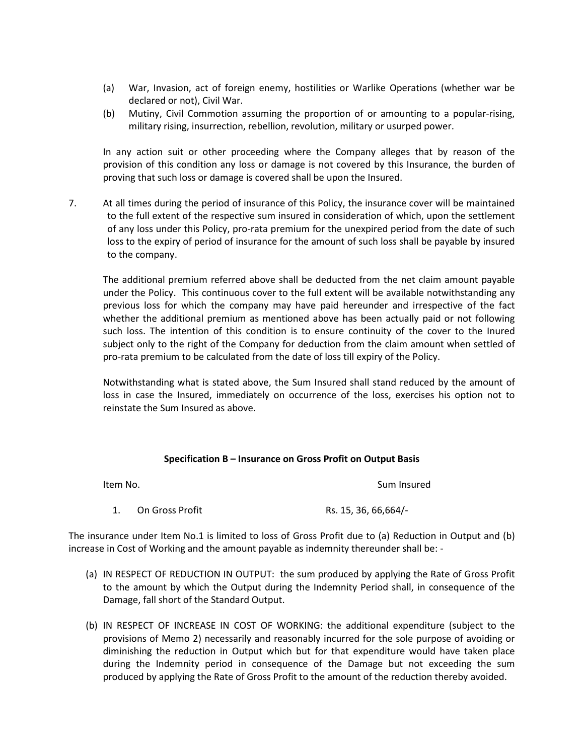(a) War, Invasion, act of foreign enemy, hostilities or Warlike Operations (whether war be declared or not), Civil War.

(b) Mutiny, Civil Commotion assuming the proportion of or amounting to a popular-rising, military rising, insurrection, rebellion, revolution, military or usurped power.

In any action suit or other proceeding where the Company alleges that by reason of the provision of this condition any loss or damage is not covered by this Insurance, the burden of proving that such loss or damage is covered shall be upon the Insured.

7. At all times during the period of insurance of this Policy, the insurance cover will be maintained to the full extent of the respective sum insured in consideration of which, upon the settlement of any loss under this Policy, pro-rata premium for the unexpired period from the date of such loss to the expiry of period of insurance for the amount of such loss shall be payable by insured to the company.

   The additional premium referred above shall be deducted from the net claim amount payable under the Policy. This continuous cover to the full extent will be available notwithstanding any previous loss for which the company may have paid hereunder and irrespective of the fact whether the additional premium as mentioned above has been actually paid or not following such loss. The intention of this condition is to ensure continuity of the cover to the Inured subject only to the right of the Company for deduction from the claim amount when settled of pro-rata premium to be calculated from the date of loss till expiry of the Policy.

   Notwithstanding what is stated above, the Sum Insured shall stand reduced by the amount of loss in case the Insured, immediately on occurrence of the loss, exercises his option not to reinstate the Sum Insured as above.

**Specification B – Insurance on Gross Profit on Output Basis**

| Item No. | | Sum Insured |
|---|---|---|
| 1. | On Gross Profit | Rs. 15, 36, 66,664/- |

The insurance under Item No.1 is limited to loss of Gross Profit due to (a) Reduction in Output and (b) increase in Cost of Working and the amount payable as indemnity thereunder shall be: -

(a) IN RESPECT OF REDUCTION IN OUTPUT: the sum produced by applying the Rate of Gross Profit to the amount by which the Output during the Indemnity Period shall, in consequence of the Damage, fall short of the Standard Output.

(b) IN RESPECT OF INCREASE IN COST OF WORKING: the additional expenditure (subject to the provisions of Memo 2) necessarily and reasonably incurred for the sole purpose of avoiding or diminishing the reduction in Output which but for that expenditure would have taken place during the Indemnity period in consequence of the Damage but not exceeding the sum produced by applying the Rate of Gross Profit to the amount of the reduction thereby avoided.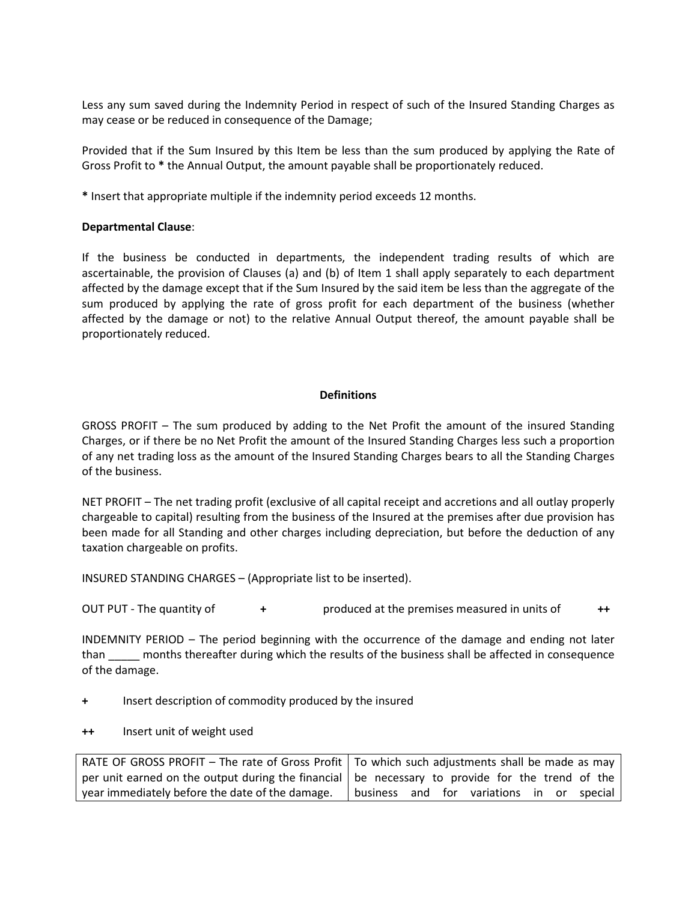Less any sum saved during the Indemnity Period in respect of such of the Insured Standing Charges as may cease or be reduced in consequence of the Damage;

Provided that if the Sum Insured by this Item be less than the sum produced by applying the Rate of Gross Profit to **\*** the Annual Output, the amount payable shall be proportionately reduced.

**\*** Insert that appropriate multiple if the indemnity period exceeds 12 months.

**Departmental Clause**:

If the business be conducted in departments, the independent trading results of which are ascertainable, the provision of Clauses (a) and (b) of Item 1 shall apply separately to each department affected by the damage except that if the Sum Insured by the said item be less than the aggregate of the sum produced by applying the rate of gross profit for each department of the business (whether affected by the damage or not) to the relative Annual Output thereof, the amount payable shall be proportionately reduced.

**Definitions**

GROSS PROFIT – The sum produced by adding to the Net Profit the amount of the insured Standing Charges, or if there be no Net Profit the amount of the Insured Standing Charges less such a proportion of any net trading loss as the amount of the Insured Standing Charges bears to all the Standing Charges of the business.

NET PROFIT – The net trading profit (exclusive of all capital receipt and accretions and all outlay properly chargeable to capital) resulting from the business of the Insured at the premises after due provision has been made for all Standing and other charges including depreciation, but before the deduction of any taxation chargeable on profits.

INSURED STANDING CHARGES – (Appropriate list to be inserted).

OUT PUT - The quantity of **+** produced at the premises measured in units of **++**

INDEMNITY PERIOD – The period beginning with the occurrence of the damage and ending not later than _____ months thereafter during which the results of the business shall be affected in consequence of the damage.

**+** Insert description of commodity produced by the insured

**++** Insert unit of weight used

| RATE OF GROSS PROFIT – The rate of Gross Profit per unit earned on the output during the financial year immediately before the date of the damage. | To which such adjustments shall be made as may be necessary to provide for the trend of the business and for variations in or special |
|---|---|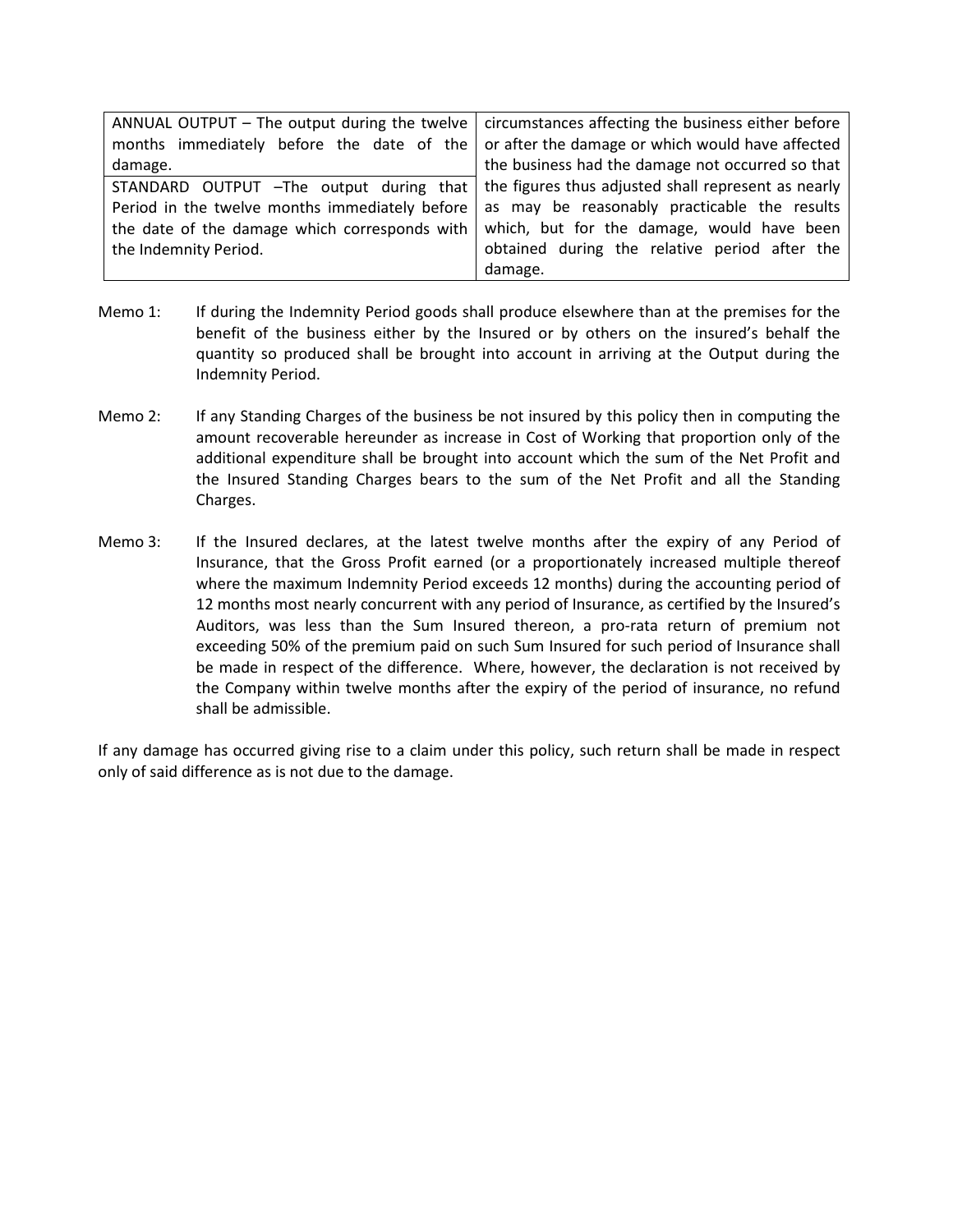| | |
|---|---|
| ANNUAL OUTPUT – The output during the twelve months immediately before the date of the damage. | circumstances affecting the business either before or after the damage or which would have affected the business had the damage not occurred so that the figures thus adjusted shall represent as nearly as may be reasonably practicable the results which, but for the damage, would have been obtained during the relative period after the damage. |
| STANDARD OUTPUT –The output during that Period in the twelve months immediately before the date of the damage which corresponds with the Indemnity Period. | |

Memo 1: If during the Indemnity Period goods shall produce elsewhere than at the premises for the benefit of the business either by the Insured or by others on the insured's behalf the quantity so produced shall be brought into account in arriving at the Output during the Indemnity Period.

Memo 2: If any Standing Charges of the business be not insured by this policy then in computing the amount recoverable hereunder as increase in Cost of Working that proportion only of the additional expenditure shall be brought into account which the sum of the Net Profit and the Insured Standing Charges bears to the sum of the Net Profit and all the Standing Charges.

Memo 3: If the Insured declares, at the latest twelve months after the expiry of any Period of Insurance, that the Gross Profit earned (or a proportionately increased multiple thereof where the maximum Indemnity Period exceeds 12 months) during the accounting period of 12 months most nearly concurrent with any period of Insurance, as certified by the Insured's Auditors, was less than the Sum Insured thereon, a pro-rata return of premium not exceeding 50% of the premium paid on such Sum Insured for such period of Insurance shall be made in respect of the difference. Where, however, the declaration is not received by the Company within twelve months after the expiry of the period of insurance, no refund shall be admissible.

If any damage has occurred giving rise to a claim under this policy, such return shall be made in respect only of said difference as is not due to the damage.